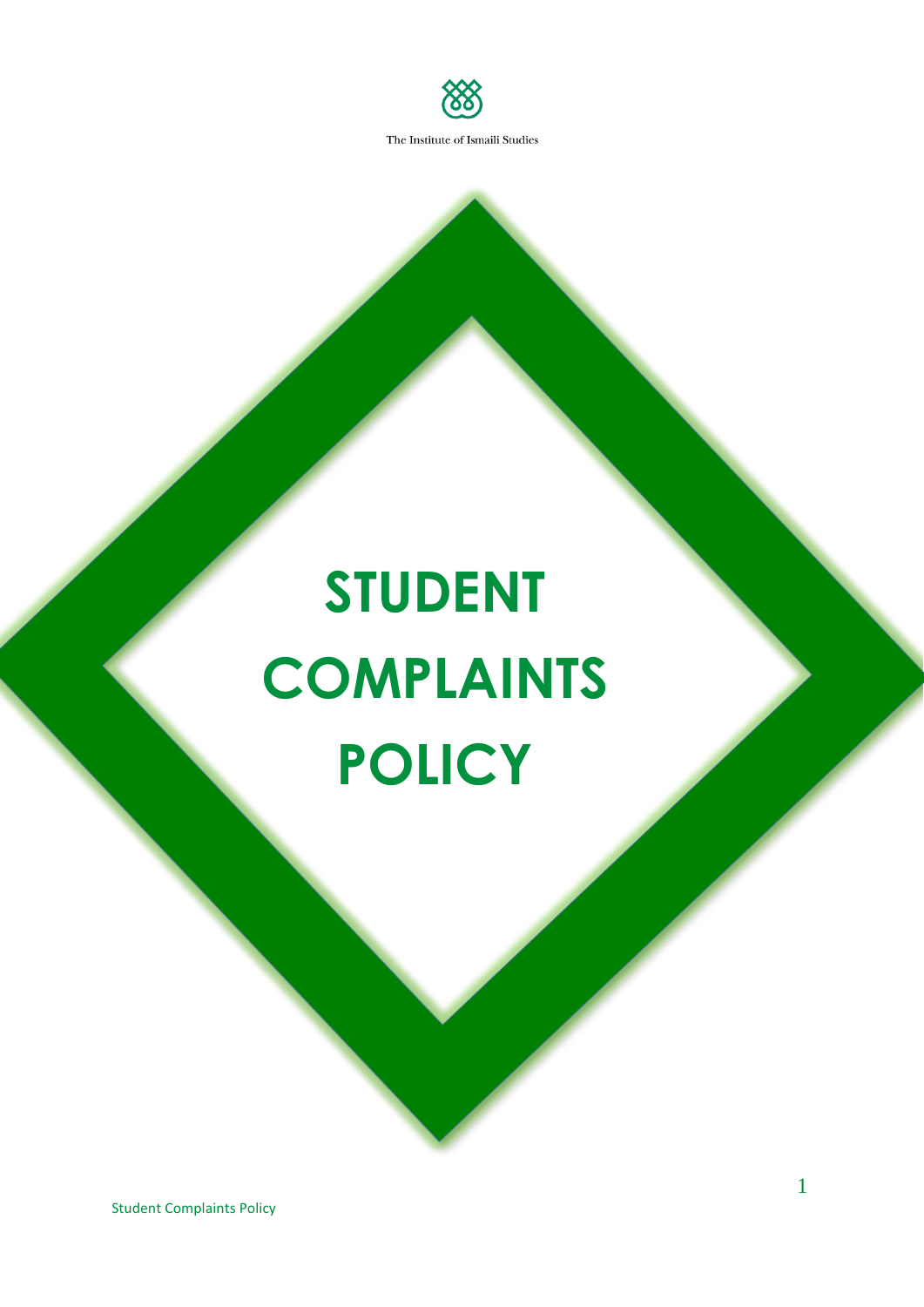The Institute of Ismaili Studies

# STUDENT COMPLAINTS POLICY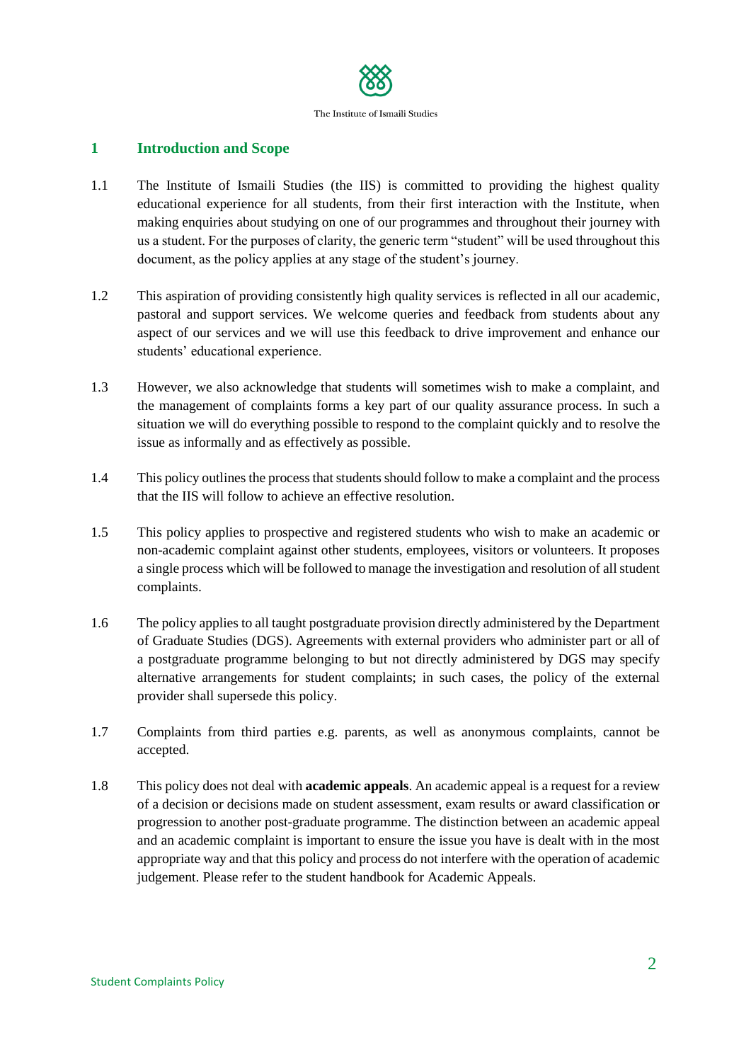## 1 Introduction and Scope

1.1 The Institute of Ismaili Studies (the IIS) is committed to providing the highest quality educational experience for all students, from their first interaction with the Institute, when making enquiries about studying on one of our programmes and throughout their journey with us a student. For the purposes of clarity, the generic term "student" will be used throughout this document, as the policy applies at any stage of the student's journey.

1.2 This aspiration of providing consistently high quality services is reflected in all our academic, pastoral and support services. We welcome queries and feedback from students about any aspect of our services and we will use this feedback to drive improvement and enhance our students' educational experience.

1.3 However, we also acknowledge that students will sometimes wish to make a complaint, and the management of complaints forms a key part of our quality assurance process. In such a situation we will do everything possible to respond to the complaint quickly and to resolve the issue as informally and as effectively as possible.

1.4 This policy outlines the process that students should follow to make a complaint and the process that the IIS will follow to achieve an effective resolution.

1.5 This policy applies to prospective and registered students who wish to make an academic or non-academic complaint against other students, employees, visitors or volunteers. It proposes a single process which will be followed to manage the investigation and resolution of all student complaints.

1.6 The policy applies to all taught postgraduate provision directly administered by the Department of Graduate Studies (DGS). Agreements with external providers who administer part or all of a postgraduate programme belonging to but not directly administered by DGS may specify alternative arrangements for student complaints; in such cases, the policy of the external provider shall supersede this policy.

1.7 Complaints from third parties e.g. parents, as well as anonymous complaints, cannot be accepted.

1.8 This policy does not deal with **academic appeals**. An academic appeal is a request for a review of a decision or decisions made on student assessment, exam results or award classification or progression to another post-graduate programme. The distinction between an academic appeal and an academic complaint is important to ensure the issue you have is dealt with in the most appropriate way and that this policy and process do not interfere with the operation of academic judgement. Please refer to the student handbook for Academic Appeals.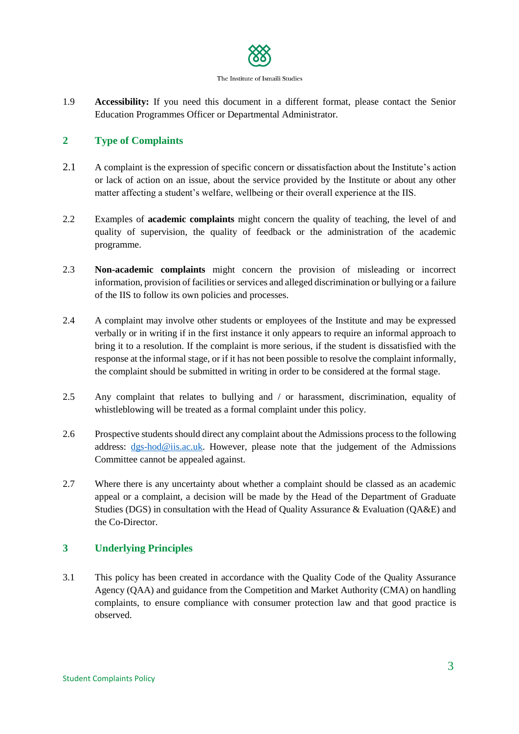1.9 **Accessibility:** If you need this document in a different format, please contact the Senior Education Programmes Officer or Departmental Administrator.

## 2 Type of Complaints

2.1 A complaint is the expression of specific concern or dissatisfaction about the Institute's action or lack of action on an issue, about the service provided by the Institute or about any other matter affecting a student's welfare, wellbeing or their overall experience at the IIS.

2.2 Examples of **academic complaints** might concern the quality of teaching, the level of and quality of supervision, the quality of feedback or the administration of the academic programme.

2.3 **Non-academic complaints** might concern the provision of misleading or incorrect information, provision of facilities or services and alleged discrimination or bullying or a failure of the IIS to follow its own policies and processes.

2.4 A complaint may involve other students or employees of the Institute and may be expressed verbally or in writing if in the first instance it only appears to require an informal approach to bring it to a resolution. If the complaint is more serious, if the student is dissatisfied with the response at the informal stage, or if it has not been possible to resolve the complaint informally, the complaint should be submitted in writing in order to be considered at the formal stage.

2.5 Any complaint that relates to bullying and / or harassment, discrimination, equality of whistleblowing will be treated as a formal complaint under this policy.

2.6 Prospective students should direct any complaint about the Admissions process to the following address: dgs-hod@iis.ac.uk. However, please note that the judgement of the Admissions Committee cannot be appealed against.

2.7 Where there is any uncertainty about whether a complaint should be classed as an academic appeal or a complaint, a decision will be made by the Head of the Department of Graduate Studies (DGS) in consultation with the Head of Quality Assurance & Evaluation (QA&E) and the Co-Director.

## 3 Underlying Principles

3.1 This policy has been created in accordance with the Quality Code of the Quality Assurance Agency (QAA) and guidance from the Competition and Market Authority (CMA) on handling complaints, to ensure compliance with consumer protection law and that good practice is observed.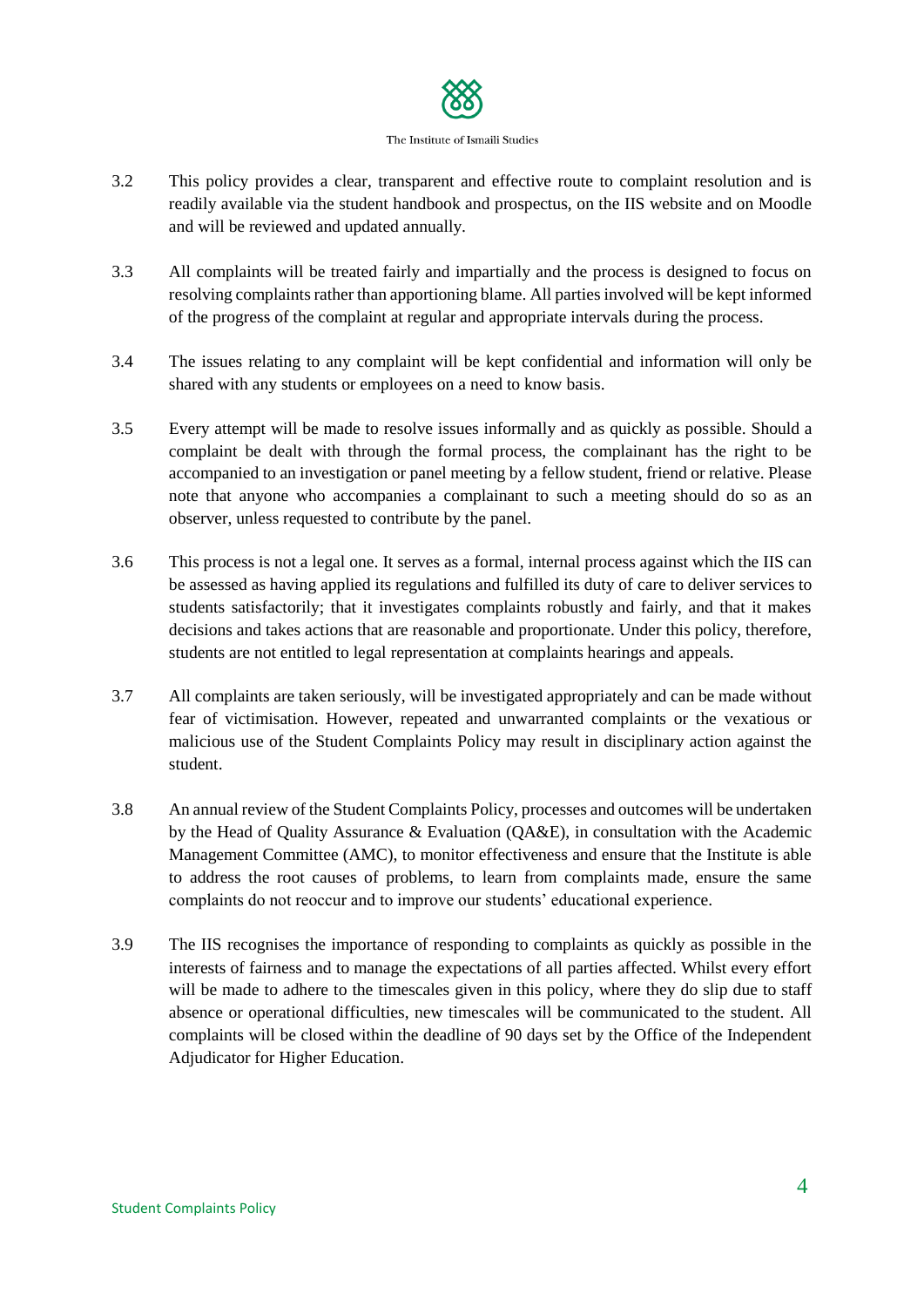3.2 This policy provides a clear, transparent and effective route to complaint resolution and is readily available via the student handbook and prospectus, on the IIS website and on Moodle and will be reviewed and updated annually.

3.3 All complaints will be treated fairly and impartially and the process is designed to focus on resolving complaints rather than apportioning blame. All parties involved will be kept informed of the progress of the complaint at regular and appropriate intervals during the process.

3.4 The issues relating to any complaint will be kept confidential and information will only be shared with any students or employees on a need to know basis.

3.5 Every attempt will be made to resolve issues informally and as quickly as possible. Should a complaint be dealt with through the formal process, the complainant has the right to be accompanied to an investigation or panel meeting by a fellow student, friend or relative. Please note that anyone who accompanies a complainant to such a meeting should do so as an observer, unless requested to contribute by the panel.

3.6 This process is not a legal one. It serves as a formal, internal process against which the IIS can be assessed as having applied its regulations and fulfilled its duty of care to deliver services to students satisfactorily; that it investigates complaints robustly and fairly, and that it makes decisions and takes actions that are reasonable and proportionate. Under this policy, therefore, students are not entitled to legal representation at complaints hearings and appeals.

3.7 All complaints are taken seriously, will be investigated appropriately and can be made without fear of victimisation. However, repeated and unwarranted complaints or the vexatious or malicious use of the Student Complaints Policy may result in disciplinary action against the student.

3.8 An annual review of the Student Complaints Policy, processes and outcomes will be undertaken by the Head of Quality Assurance & Evaluation (QA&E), in consultation with the Academic Management Committee (AMC), to monitor effectiveness and ensure that the Institute is able to address the root causes of problems, to learn from complaints made, ensure the same complaints do not reoccur and to improve our students' educational experience.

3.9 The IIS recognises the importance of responding to complaints as quickly as possible in the interests of fairness and to manage the expectations of all parties affected. Whilst every effort will be made to adhere to the timescales given in this policy, where they do slip due to staff absence or operational difficulties, new timescales will be communicated to the student. All complaints will be closed within the deadline of 90 days set by the Office of the Independent Adjudicator for Higher Education.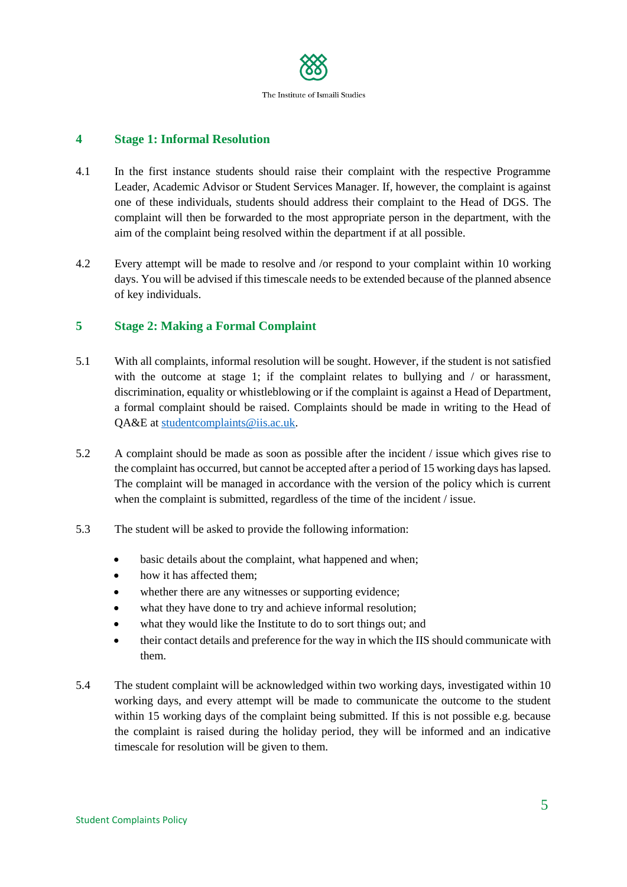## 4 Stage 1: Informal Resolution

4.1 In the first instance students should raise their complaint with the respective Programme Leader, Academic Advisor or Student Services Manager. If, however, the complaint is against one of these individuals, students should address their complaint to the Head of DGS. The complaint will then be forwarded to the most appropriate person in the department, with the aim of the complaint being resolved within the department if at all possible.

4.2 Every attempt will be made to resolve and /or respond to your complaint within 10 working days. You will be advised if this timescale needs to be extended because of the planned absence of key individuals.

## 5 Stage 2: Making a Formal Complaint

5.1 With all complaints, informal resolution will be sought. However, if the student is not satisfied with the outcome at stage 1; if the complaint relates to bullying and / or harassment, discrimination, equality or whistleblowing or if the complaint is against a Head of Department, a formal complaint should be raised. Complaints should be made in writing to the Head of QA&E at [studentcomplaints@iis.ac.uk](mailto:studentcomplaints@iis.ac.uk).

5.2 A complaint should be made as soon as possible after the incident / issue which gives rise to the complaint has occurred, but cannot be accepted after a period of 15 working days has lapsed. The complaint will be managed in accordance with the version of the policy which is current when the complaint is submitted, regardless of the time of the incident / issue.

5.3 The student will be asked to provide the following information:

- basic details about the complaint, what happened and when;
- how it has affected them;
- whether there are any witnesses or supporting evidence;
- what they have done to try and achieve informal resolution;
- what they would like the Institute to do to sort things out; and
- their contact details and preference for the way in which the IIS should communicate with them.

5.4 The student complaint will be acknowledged within two working days, investigated within 10 working days, and every attempt will be made to communicate the outcome to the student within 15 working days of the complaint being submitted. If this is not possible e.g. because the complaint is raised during the holiday period, they will be informed and an indicative timescale for resolution will be given to them.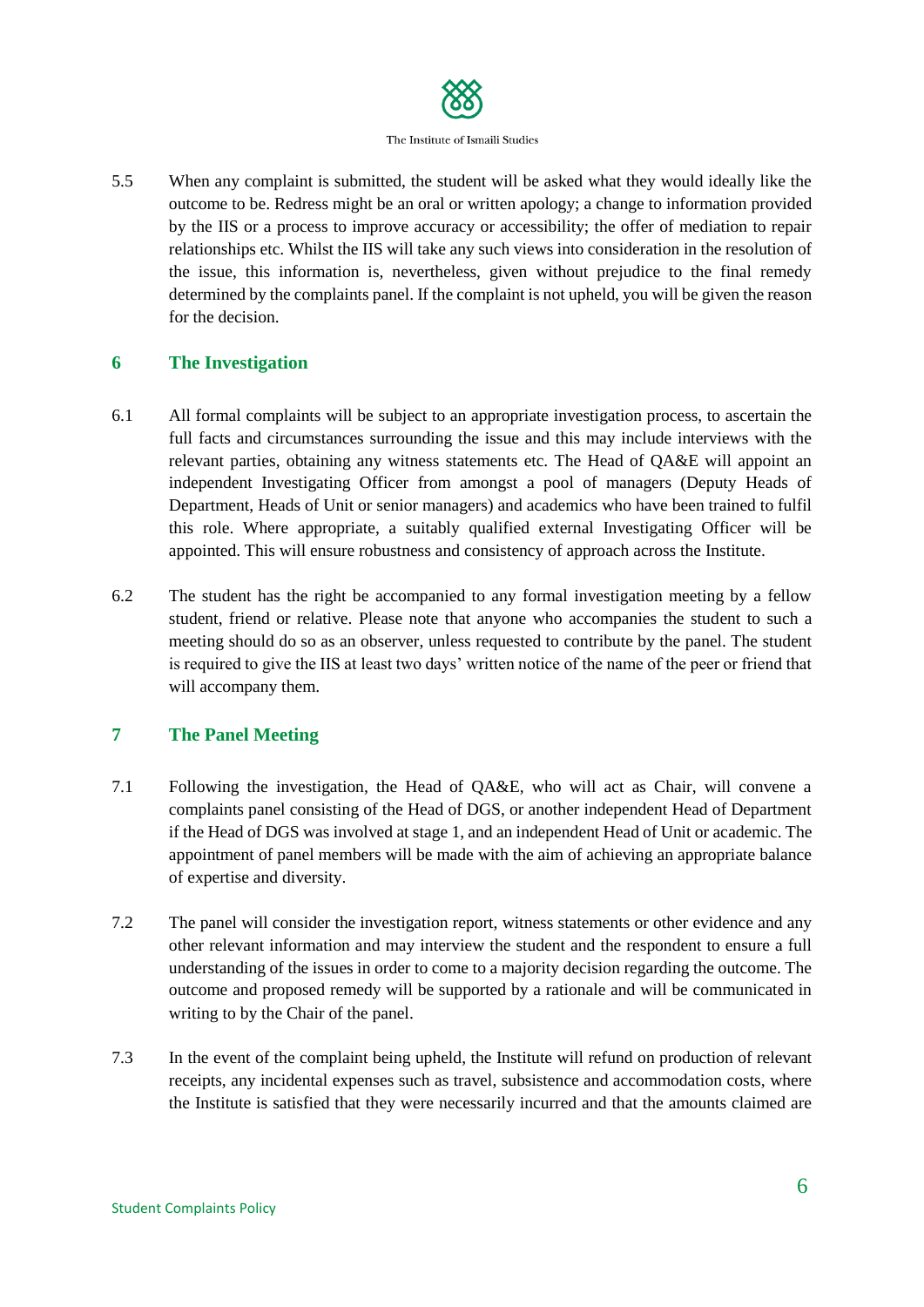5.5 When any complaint is submitted, the student will be asked what they would ideally like the outcome to be. Redress might be an oral or written apology; a change to information provided by the IIS or a process to improve accuracy or accessibility; the offer of mediation to repair relationships etc. Whilst the IIS will take any such views into consideration in the resolution of the issue, this information is, nevertheless, given without prejudice to the final remedy determined by the complaints panel. If the complaint is not upheld, you will be given the reason for the decision.

## 6 The Investigation

6.1 All formal complaints will be subject to an appropriate investigation process, to ascertain the full facts and circumstances surrounding the issue and this may include interviews with the relevant parties, obtaining any witness statements etc. The Head of QA&E will appoint an independent Investigating Officer from amongst a pool of managers (Deputy Heads of Department, Heads of Unit or senior managers) and academics who have been trained to fulfil this role. Where appropriate, a suitably qualified external Investigating Officer will be appointed. This will ensure robustness and consistency of approach across the Institute.

6.2 The student has the right be accompanied to any formal investigation meeting by a fellow student, friend or relative. Please note that anyone who accompanies the student to such a meeting should do so as an observer, unless requested to contribute by the panel. The student is required to give the IIS at least two days' written notice of the name of the peer or friend that will accompany them.

## 7 The Panel Meeting

7.1 Following the investigation, the Head of QA&E, who will act as Chair, will convene a complaints panel consisting of the Head of DGS, or another independent Head of Department if the Head of DGS was involved at stage 1, and an independent Head of Unit or academic. The appointment of panel members will be made with the aim of achieving an appropriate balance of expertise and diversity.

7.2 The panel will consider the investigation report, witness statements or other evidence and any other relevant information and may interview the student and the respondent to ensure a full understanding of the issues in order to come to a majority decision regarding the outcome. The outcome and proposed remedy will be supported by a rationale and will be communicated in writing to by the Chair of the panel.

7.3 In the event of the complaint being upheld, the Institute will refund on production of relevant receipts, any incidental expenses such as travel, subsistence and accommodation costs, where the Institute is satisfied that they were necessarily incurred and that the amounts claimed are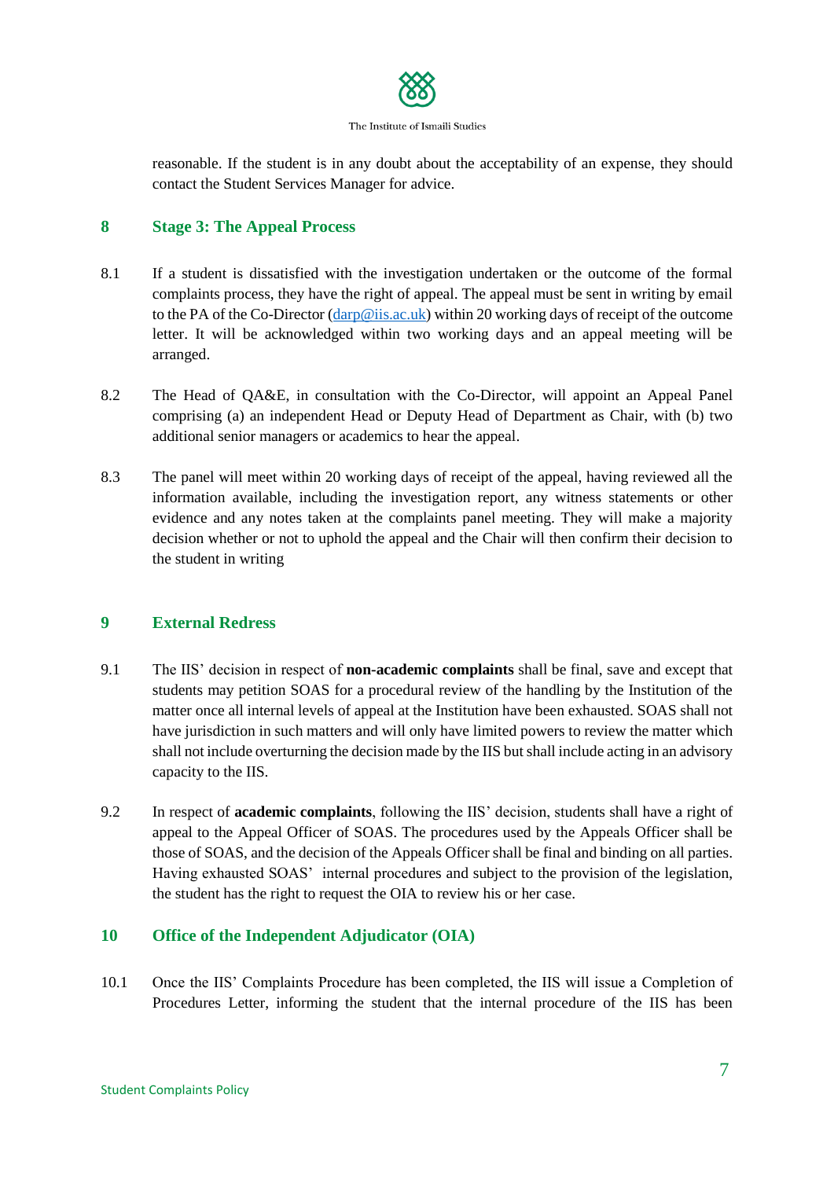reasonable. If the student is in any doubt about the acceptability of an expense, they should contact the Student Services Manager for advice.

## 8 Stage 3: The Appeal Process

8.1 If a student is dissatisfied with the investigation undertaken or the outcome of the formal complaints process, they have the right of appeal. The appeal must be sent in writing by email to the PA of the Co-Director (darp@iis.ac.uk) within 20 working days of receipt of the outcome letter. It will be acknowledged within two working days and an appeal meeting will be arranged.

8.2 The Head of QA&E, in consultation with the Co-Director, will appoint an Appeal Panel comprising (a) an independent Head or Deputy Head of Department as Chair, with (b) two additional senior managers or academics to hear the appeal.

8.3 The panel will meet within 20 working days of receipt of the appeal, having reviewed all the information available, including the investigation report, any witness statements or other evidence and any notes taken at the complaints panel meeting. They will make a majority decision whether or not to uphold the appeal and the Chair will then confirm their decision to the student in writing

## 9 External Redress

9.1 The IIS' decision in respect of **non-academic complaints** shall be final, save and except that students may petition SOAS for a procedural review of the handling by the Institution of the matter once all internal levels of appeal at the Institution have been exhausted. SOAS shall not have jurisdiction in such matters and will only have limited powers to review the matter which shall not include overturning the decision made by the IIS but shall include acting in an advisory capacity to the IIS.

9.2 In respect of **academic complaints**, following the IIS' decision, students shall have a right of appeal to the Appeal Officer of SOAS. The procedures used by the Appeals Officer shall be those of SOAS, and the decision of the Appeals Officer shall be final and binding on all parties. Having exhausted SOAS' internal procedures and subject to the provision of the legislation, the student has the right to request the OIA to review his or her case.

## 10 Office of the Independent Adjudicator (OIA)

10.1 Once the IIS' Complaints Procedure has been completed, the IIS will issue a Completion of Procedures Letter, informing the student that the internal procedure of the IIS has been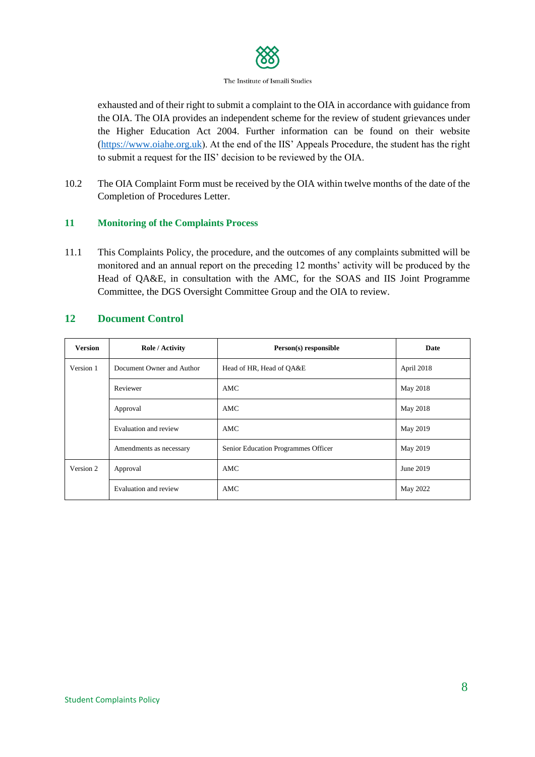exhausted and of their right to submit a complaint to the OIA in accordance with guidance from the OIA. The OIA provides an independent scheme for the review of student grievances under the Higher Education Act 2004. Further information can be found on their website (https://www.oiahe.org.uk). At the end of the IIS' Appeals Procedure, the student has the right to submit a request for the IIS' decision to be reviewed by the OIA.

10.2 The OIA Complaint Form must be received by the OIA within twelve months of the date of the Completion of Procedures Letter.

## 11 Monitoring of the Complaints Process

11.1 This Complaints Policy, the procedure, and the outcomes of any complaints submitted will be monitored and an annual report on the preceding 12 months' activity will be produced by the Head of QA&E, in consultation with the AMC, for the SOAS and IIS Joint Programme Committee, the DGS Oversight Committee Group and the OIA to review.

## 12 Document Control

| Version | Role / Activity | Person(s) responsible | Date |
|---|---|---|---|
| Version 1 | Document Owner and Author | Head of HR, Head of QA&E | April 2018 |
| | Reviewer | AMC | May 2018 |
| | Approval | AMC | May 2018 |
| | Evaluation and review | AMC | May 2019 |
| | Amendments as necessary | Senior Education Programmes Officer | May 2019 |
| Version 2 | Approval | AMC | June 2019 |
| | Evaluation and review | AMC | May 2022 |